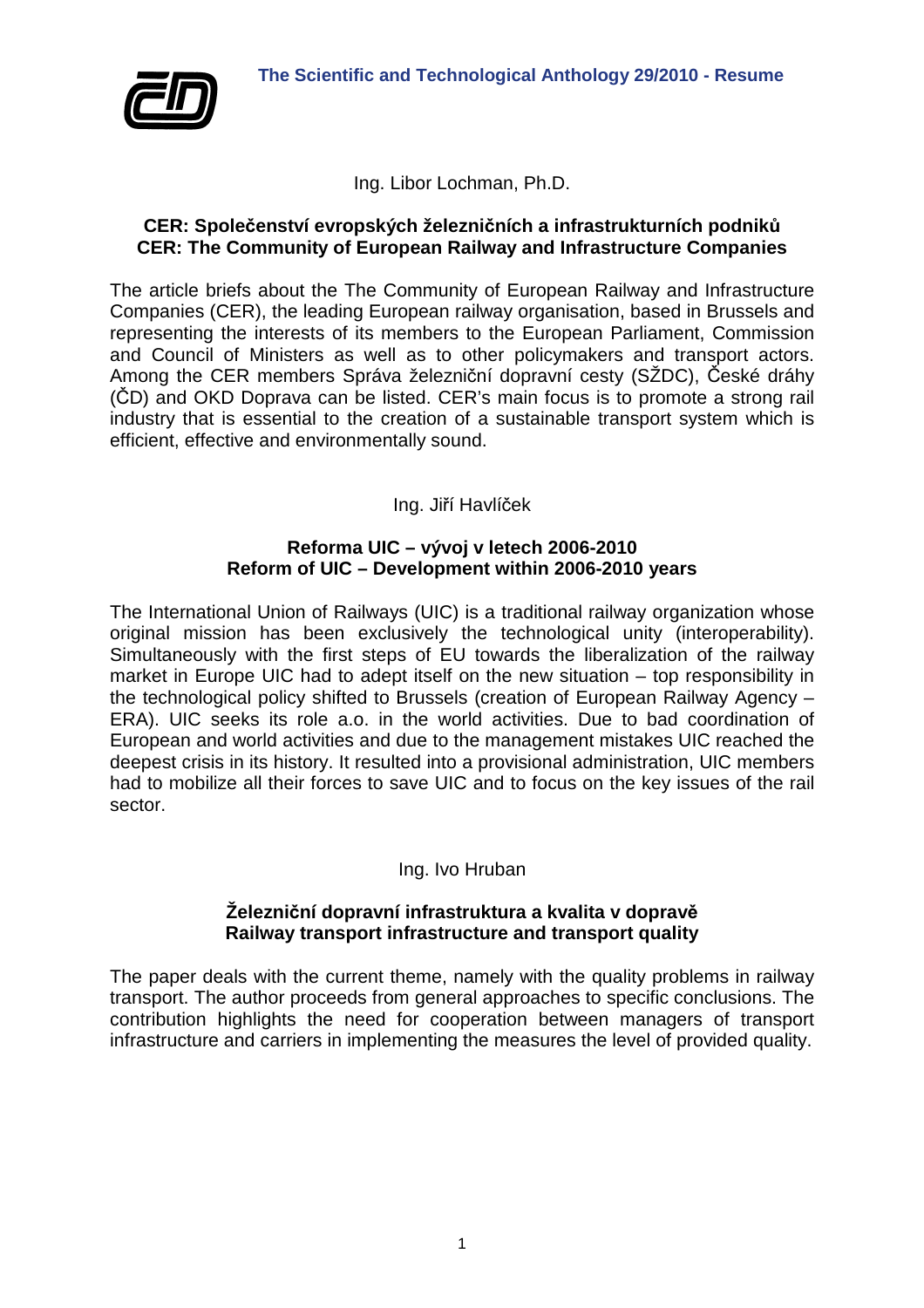# The Scientific and Technological Anthology 29/2010 - Resume

Ing. Libor Lochman, Ph.D.

**CER: Společenství evropských železničních a infrastrukturních podniků**
**CER: The Community of European Railway and Infrastructure Companies**

The article briefs about the The Community of European Railway and Infrastructure Companies (CER), the leading European railway organisation, based in Brussels and representing the interests of its members to the European Parliament, Commission and Council of Ministers as well as to other policymakers and transport actors. Among the CER members Správa železniční dopravní cesty (SŽDC), České dráhy (ČD) and OKD Doprava can be listed. CER's main focus is to promote a strong rail industry that is essential to the creation of a sustainable transport system which is efficient, effective and environmentally sound.

Ing. Jiří Havlíček

**Reforma UIC – vývoj v letech 2006-2010**
**Reform of UIC – Development within 2006-2010 years**

The International Union of Railways (UIC) is a traditional railway organization whose original mission has been exclusively the technological unity (interoperability). Simultaneously with the first steps of EU towards the liberalization of the railway market in Europe UIC had to adept itself on the new situation – top responsibility in the technological policy shifted to Brussels (creation of European Railway Agency – ERA). UIC seeks its role a.o. in the world activities. Due to bad coordination of European and world activities and due to the management mistakes UIC reached the deepest crisis in its history. It resulted into a provisional administration, UIC members had to mobilize all their forces to save UIC and to focus on the key issues of the rail sector.

Ing. Ivo Hruban

**Železniční dopravní infrastruktura a kvalita v dopravě**
**Railway transport infrastructure and transport quality**

The paper deals with the current theme, namely with the quality problems in railway transport. The author proceeds from general approaches to specific conclusions. The contribution highlights the need for cooperation between managers of transport infrastructure and carriers in implementing the measures the level of provided quality.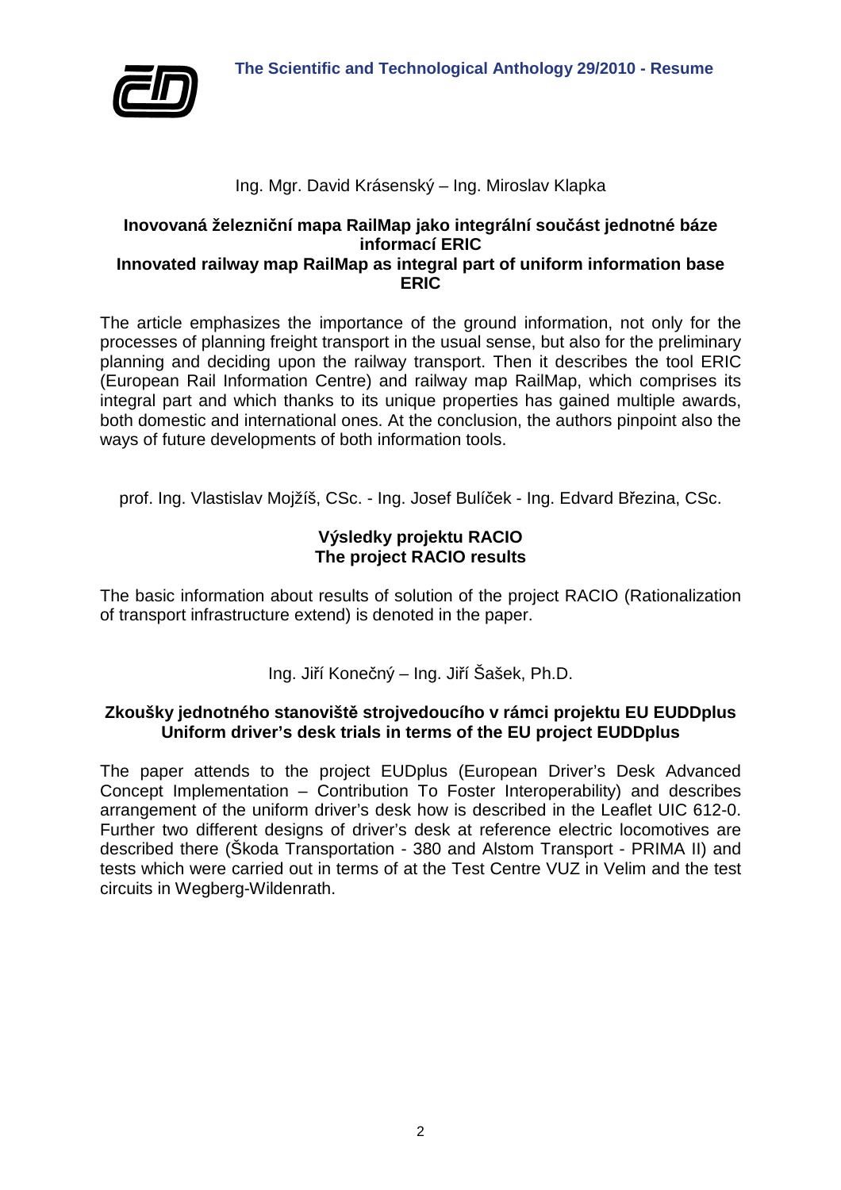Ing. Mgr. David Krásenský – Ing. Miroslav Klapka

**Inovovaná železniční mapa RailMap jako integrální součást jednotné báze informací ERIC**
**Innovated railway map RailMap as integral part of uniform information base ERIC**

The article emphasizes the importance of the ground information, not only for the processes of planning freight transport in the usual sense, but also for the preliminary planning and deciding upon the railway transport. Then it describes the tool ERIC (European Rail Information Centre) and railway map RailMap, which comprises its integral part and which thanks to its unique properties has gained multiple awards, both domestic and international ones. At the conclusion, the authors pinpoint also the ways of future developments of both information tools.

prof. Ing. Vlastislav Mojžíš, CSc. - Ing. Josef Bulíček - Ing. Edvard Březina, CSc.

**Výsledky projektu RACIO**
**The project RACIO results**

The basic information about results of solution of the project RACIO (Rationalization of transport infrastructure extend) is denoted in the paper.

Ing. Jiří Konečný – Ing. Jiří Šašek, Ph.D.

**Zkoušky jednotného stanoviště strojvedoucího v rámci projektu EU EUDDplus**
**Uniform driver's desk trials in terms of the EU project EUDDplus**

The paper attends to the project EUDplus (European Driver's Desk Advanced Concept Implementation – Contribution To Foster Interoperability) and describes arrangement of the uniform driver's desk how is described in the Leaflet UIC 612-0. Further two different designs of driver's desk at reference electric locomotives are described there (Škoda Transportation - 380 and Alstom Transport - PRIMA II) and tests which were carried out in terms of at the Test Centre VUZ in Velim and the test circuits in Wegberg-Wildenrath.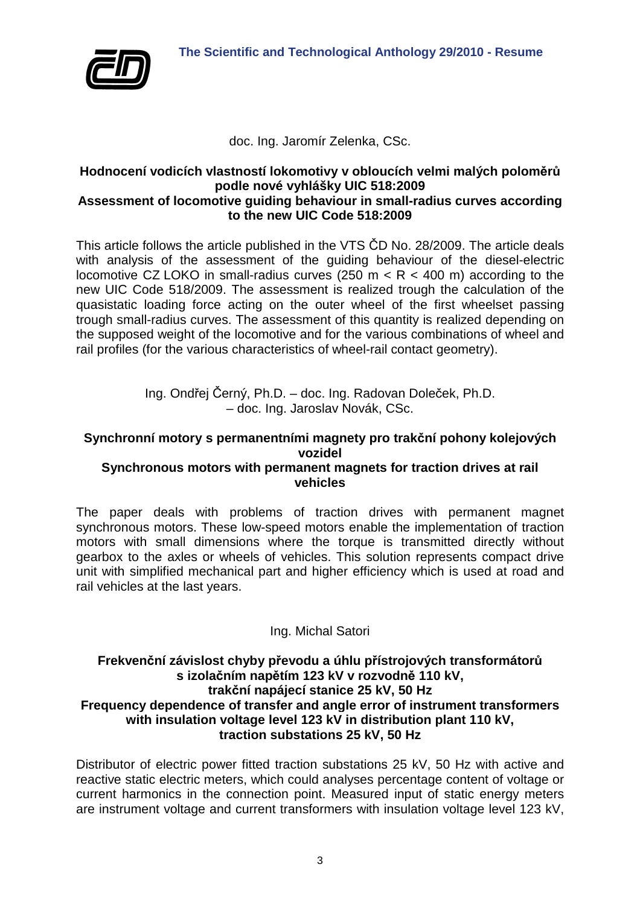doc. Ing. Jaromír Zelenka, CSc.

**Hodnocení vodicích vlastností lokomotivy v obloucích velmi malých poloměrů podle nové vyhlášky UIC 518:2009**
**Assessment of locomotive guiding behaviour in small-radius curves according to the new UIC Code 518:2009**

This article follows the article published in the VTS ČD No. 28/2009. The article deals with analysis of the assessment of the guiding behaviour of the diesel-electric locomotive CZ LOKO in small-radius curves ($250 \text{ m} < R < 400 \text{ m}$) according to the new UIC Code 518/2009. The assessment is realized trough the calculation of the quasistatic loading force acting on the outer wheel of the first wheelset passing trough small-radius curves. The assessment of this quantity is realized depending on the supposed weight of the locomotive and for the various combinations of wheel and rail profiles (for the various characteristics of wheel-rail contact geometry).

Ing. Ondřej Černý, Ph.D. – doc. Ing. Radovan Doleček, Ph.D. – doc. Ing. Jaroslav Novák, CSc.

**Synchronní motory s permanentními magnety pro trakční pohony kolejových vozidel**
**Synchronous motors with permanent magnets for traction drives at rail vehicles**

The paper deals with problems of traction drives with permanent magnet synchronous motors. These low-speed motors enable the implementation of traction motors with small dimensions where the torque is transmitted directly without gearbox to the axles or wheels of vehicles. This solution represents compact drive unit with simplified mechanical part and higher efficiency which is used at road and rail vehicles at the last years.

Ing. Michal Satori

**Frekvenční závislost chyby převodu a úhlu přístrojových transformátorů s izolačním napětím 123 kV v rozvodně 110 kV, trakční napájecí stanice 25 kV, 50 Hz**
**Frequency dependence of transfer and angle error of instrument transformers with insulation voltage level 123 kV in distribution plant 110 kV, traction substations 25 kV, 50 Hz**

Distributor of electric power fitted traction substations 25 kV, 50 Hz with active and reactive static electric meters, which could analyses percentage content of voltage or current harmonics in the connection point. Measured input of static energy meters are instrument voltage and current transformers with insulation voltage level 123 kV,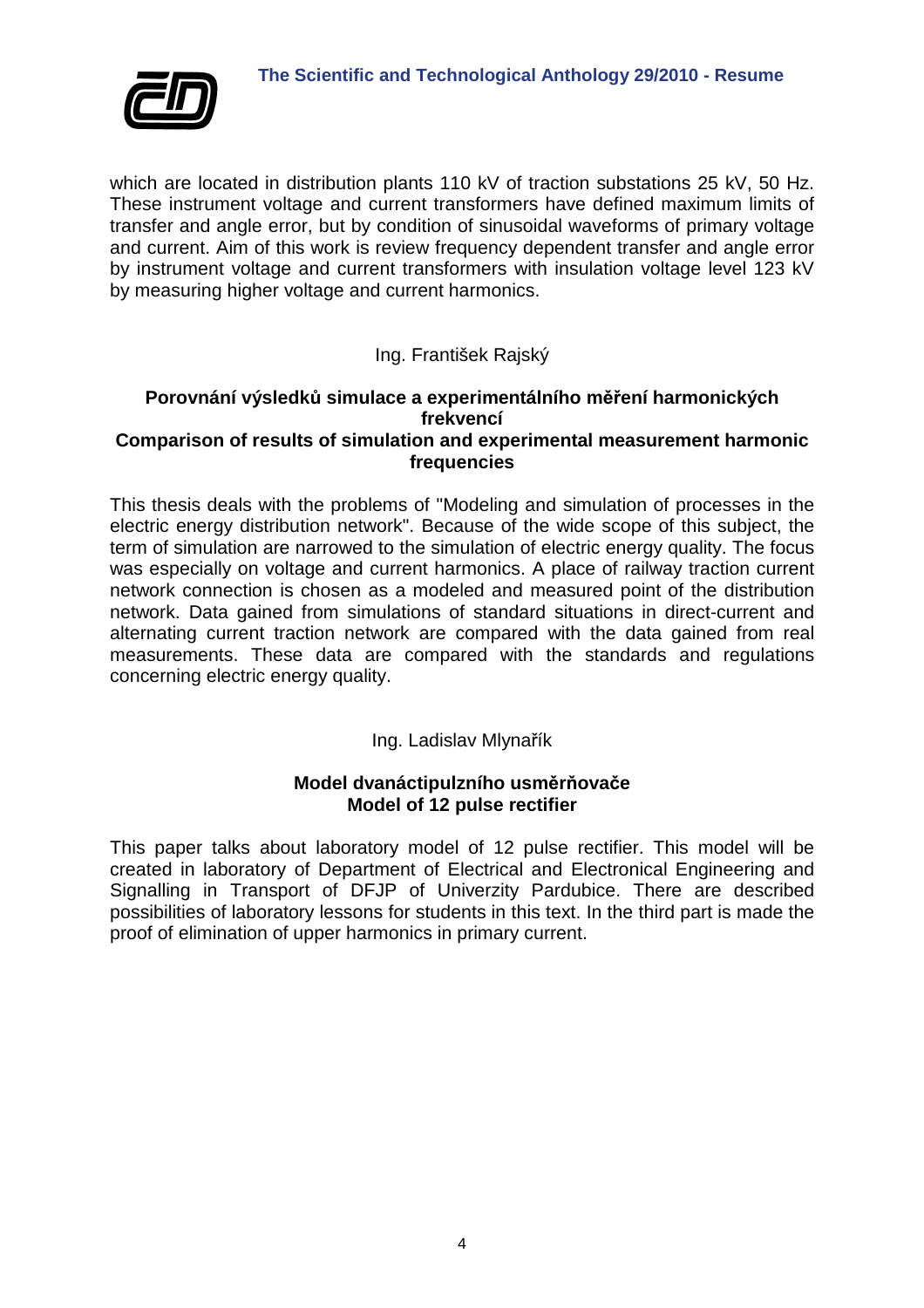which are located in distribution plants 110 kV of traction substations 25 kV, 50 Hz. These instrument voltage and current transformers have defined maximum limits of transfer and angle error, but by condition of sinusoidal waveforms of primary voltage and current. Aim of this work is review frequency dependent transfer and angle error by instrument voltage and current transformers with insulation voltage level 123 kV by measuring higher voltage and current harmonics.

Ing. František Rajský

**Porovnání výsledků simulace a experimentálního měření harmonických frekvencí**
**Comparison of results of simulation and experimental measurement harmonic frequencies**

This thesis deals with the problems of "Modeling and simulation of processes in the electric energy distribution network". Because of the wide scope of this subject, the term of simulation are narrowed to the simulation of electric energy quality. The focus was especially on voltage and current harmonics. A place of railway traction current network connection is chosen as a modeled and measured point of the distribution network. Data gained from simulations of standard situations in direct-current and alternating current traction network are compared with the data gained from real measurements. These data are compared with the standards and regulations concerning electric energy quality.

Ing. Ladislav Mlynařík

**Model dvanáctipulzního usměrňovače**
**Model of 12 pulse rectifier**

This paper talks about laboratory model of 12 pulse rectifier. This model will be created in laboratory of Department of Electrical and Electronical Engineering and Signalling in Transport of DFJP of Univerzity Pardubice. There are described possibilities of laboratory lessons for students in this text. In the third part is made the proof of elimination of upper harmonics in primary current.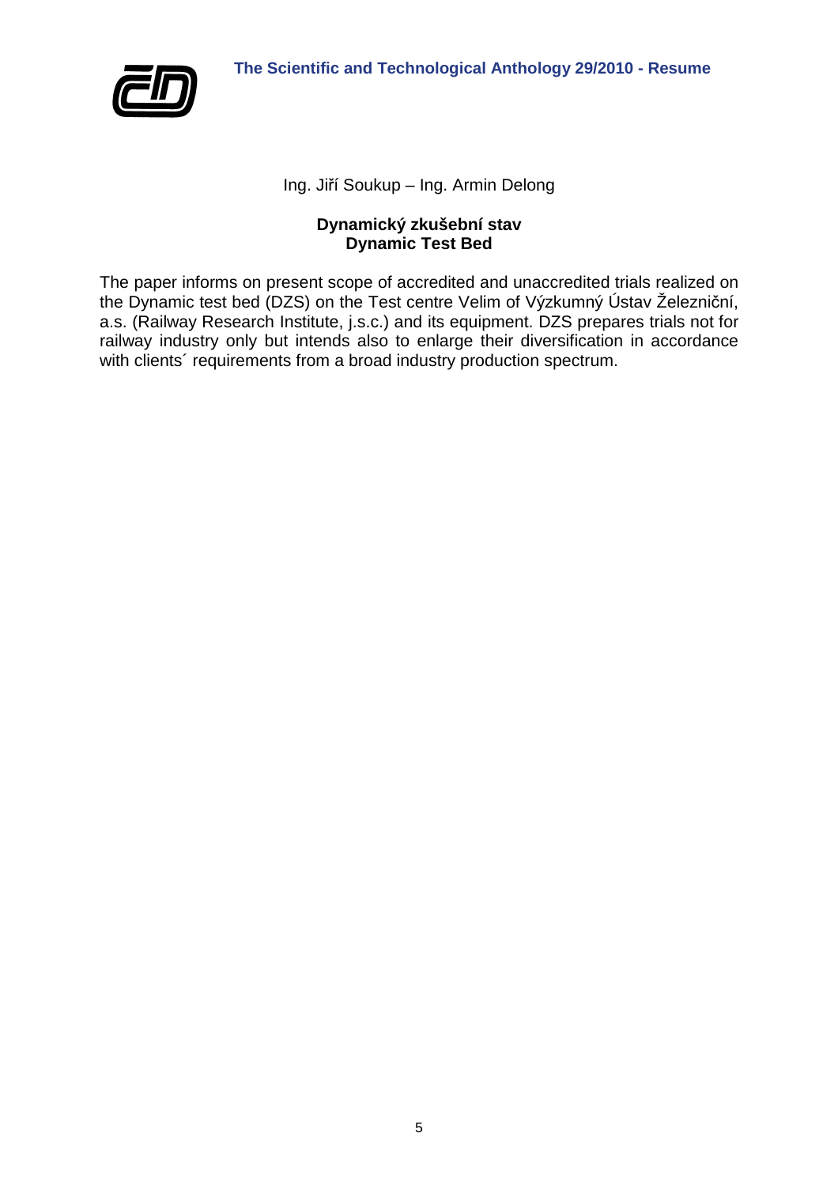Ing. Jiří Soukup – Ing. Armin Delong

**Dynamický zkušební stav**
**Dynamic Test Bed**

The paper informs on present scope of accredited and unaccredited trials realized on the Dynamic test bed (DZS) on the Test centre Velim of Výzkumný Ústav Železniční, a.s. (Railway Research Institute, j.s.c.) and its equipment. DZS prepares trials not for railway industry only but intends also to enlarge their diversification in accordance with clients´ requirements from a broad industry production spectrum.